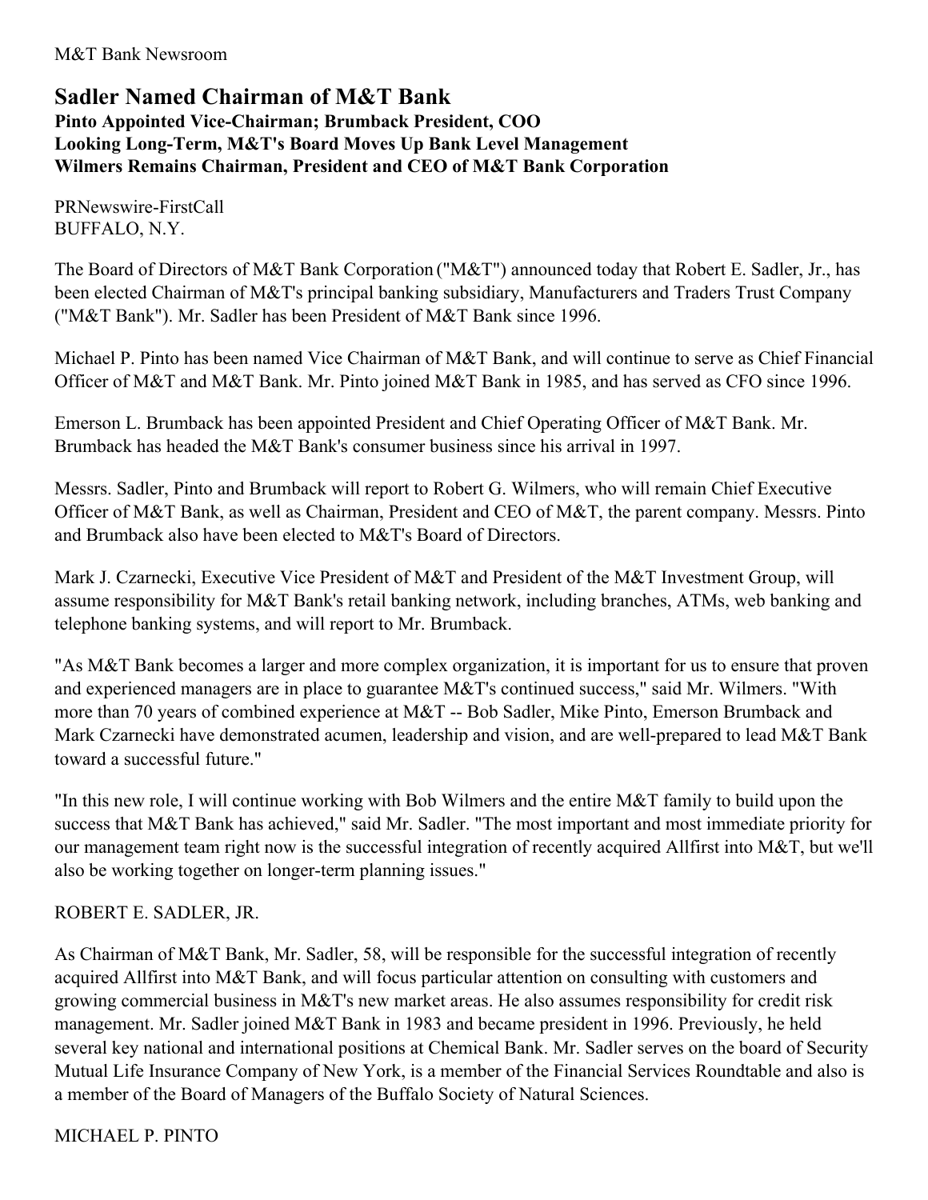M&T Bank Newsroom

# Sadler Named Chairman of M&T Bank

**Pinto Appointed Vice-Chairman; Brumback President, COO**
**Looking Long-Term, M&T's Board Moves Up Bank Level Management**
**Wilmers Remains Chairman, President and CEO of M&T Bank Corporation**

PRNewswire-FirstCall
BUFFALO, N.Y.

The Board of Directors of M&T Bank Corporation ("M&T") announced today that Robert E. Sadler, Jr., has been elected Chairman of M&T's principal banking subsidiary, Manufacturers and Traders Trust Company ("M&T Bank"). Mr. Sadler has been President of M&T Bank since 1996.

Michael P. Pinto has been named Vice Chairman of M&T Bank, and will continue to serve as Chief Financial Officer of M&T and M&T Bank. Mr. Pinto joined M&T Bank in 1985, and has served as CFO since 1996.

Emerson L. Brumback has been appointed President and Chief Operating Officer of M&T Bank. Mr. Brumback has headed the M&T Bank's consumer business since his arrival in 1997.

Messrs. Sadler, Pinto and Brumback will report to Robert G. Wilmers, who will remain Chief Executive Officer of M&T Bank, as well as Chairman, President and CEO of M&T, the parent company. Messrs. Pinto and Brumback also have been elected to M&T's Board of Directors.

Mark J. Czarnecki, Executive Vice President of M&T and President of the M&T Investment Group, will assume responsibility for M&T Bank's retail banking network, including branches, ATMs, web banking and telephone banking systems, and will report to Mr. Brumback.

"As M&T Bank becomes a larger and more complex organization, it is important for us to ensure that proven and experienced managers are in place to guarantee M&T's continued success," said Mr. Wilmers. "With more than 70 years of combined experience at M&T -- Bob Sadler, Mike Pinto, Emerson Brumback and Mark Czarnecki have demonstrated acumen, leadership and vision, and are well-prepared to lead M&T Bank toward a successful future."

"In this new role, I will continue working with Bob Wilmers and the entire M&T family to build upon the success that M&T Bank has achieved," said Mr. Sadler. "The most important and most immediate priority for our management team right now is the successful integration of recently acquired Allfirst into M&T, but we'll also be working together on longer-term planning issues."

ROBERT E. SADLER, JR.

As Chairman of M&T Bank, Mr. Sadler, 58, will be responsible for the successful integration of recently acquired Allfirst into M&T Bank, and will focus particular attention on consulting with customers and growing commercial business in M&T's new market areas. He also assumes responsibility for credit risk management. Mr. Sadler joined M&T Bank in 1983 and became president in 1996. Previously, he held several key national and international positions at Chemical Bank. Mr. Sadler serves on the board of Security Mutual Life Insurance Company of New York, is a member of the Financial Services Roundtable and also is a member of the Board of Managers of the Buffalo Society of Natural Sciences.

MICHAEL P. PINTO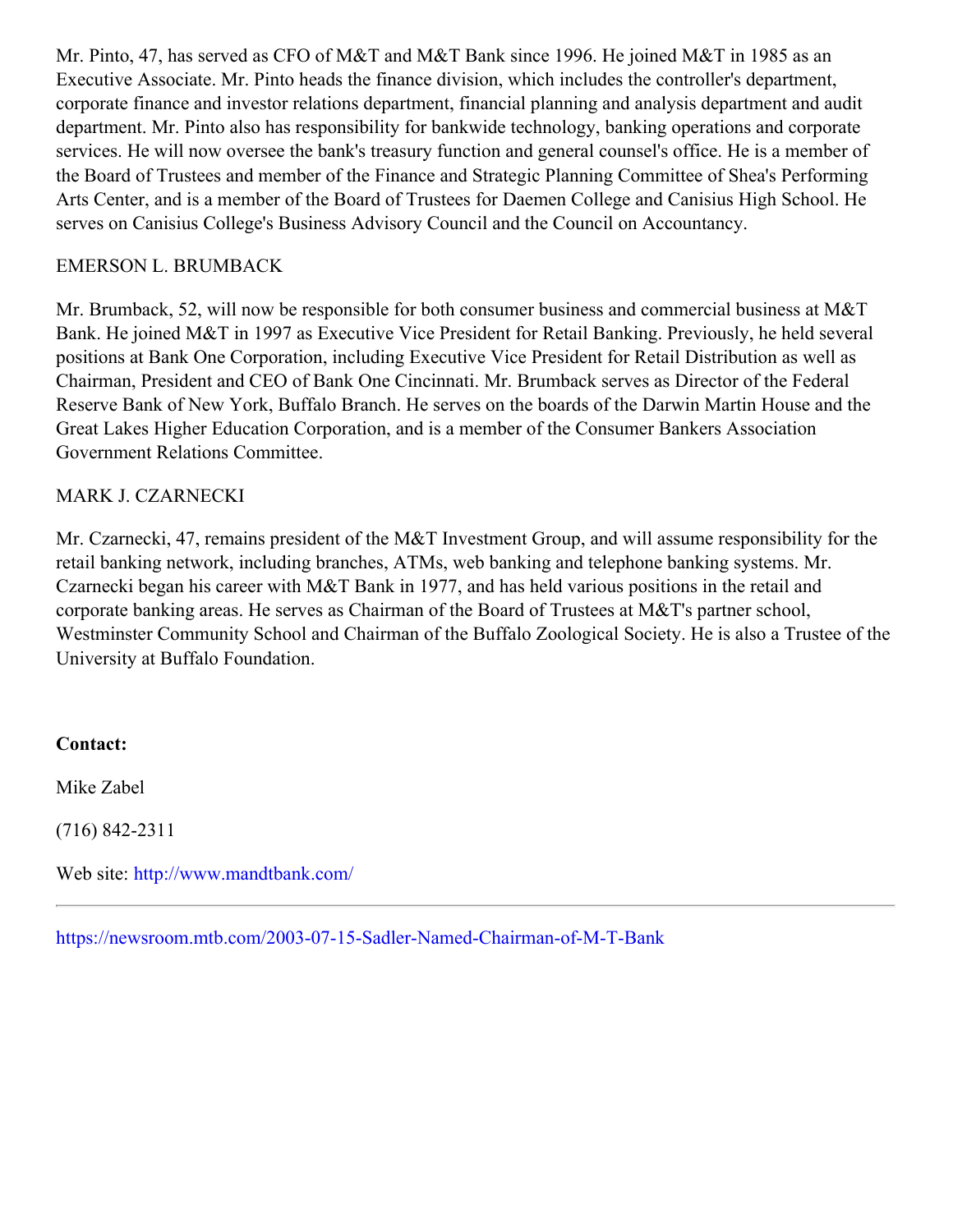Mr. Pinto, 47, has served as CFO of M&T and M&T Bank since 1996. He joined M&T in 1985 as an Executive Associate. Mr. Pinto heads the finance division, which includes the controller's department, corporate finance and investor relations department, financial planning and analysis department and audit department. Mr. Pinto also has responsibility for bankwide technology, banking operations and corporate services. He will now oversee the bank's treasury function and general counsel's office. He is a member of the Board of Trustees and member of the Finance and Strategic Planning Committee of Shea's Performing Arts Center, and is a member of the Board of Trustees for Daemen College and Canisius High School. He serves on Canisius College's Business Advisory Council and the Council on Accountancy.

EMERSON L. BRUMBACK

Mr. Brumback, 52, will now be responsible for both consumer business and commercial business at M&T Bank. He joined M&T in 1997 as Executive Vice President for Retail Banking. Previously, he held several positions at Bank One Corporation, including Executive Vice President for Retail Distribution as well as Chairman, President and CEO of Bank One Cincinnati. Mr. Brumback serves as Director of the Federal Reserve Bank of New York, Buffalo Branch. He serves on the boards of the Darwin Martin House and the Great Lakes Higher Education Corporation, and is a member of the Consumer Bankers Association Government Relations Committee.

MARK J. CZARNECKI

Mr. Czarnecki, 47, remains president of the M&T Investment Group, and will assume responsibility for the retail banking network, including branches, ATMs, web banking and telephone banking systems. Mr. Czarnecki began his career with M&T Bank in 1977, and has held various positions in the retail and corporate banking areas. He serves as Chairman of the Board of Trustees at M&T's partner school, Westminster Community School and Chairman of the Buffalo Zoological Society. He is also a Trustee of the University at Buffalo Foundation.

**Contact:**

Mike Zabel

(716) 842-2311

Web site: http://www.mandtbank.com/

---

https://newsroom.mtb.com/2003-07-15-Sadler-Named-Chairman-of-M-T-Bank